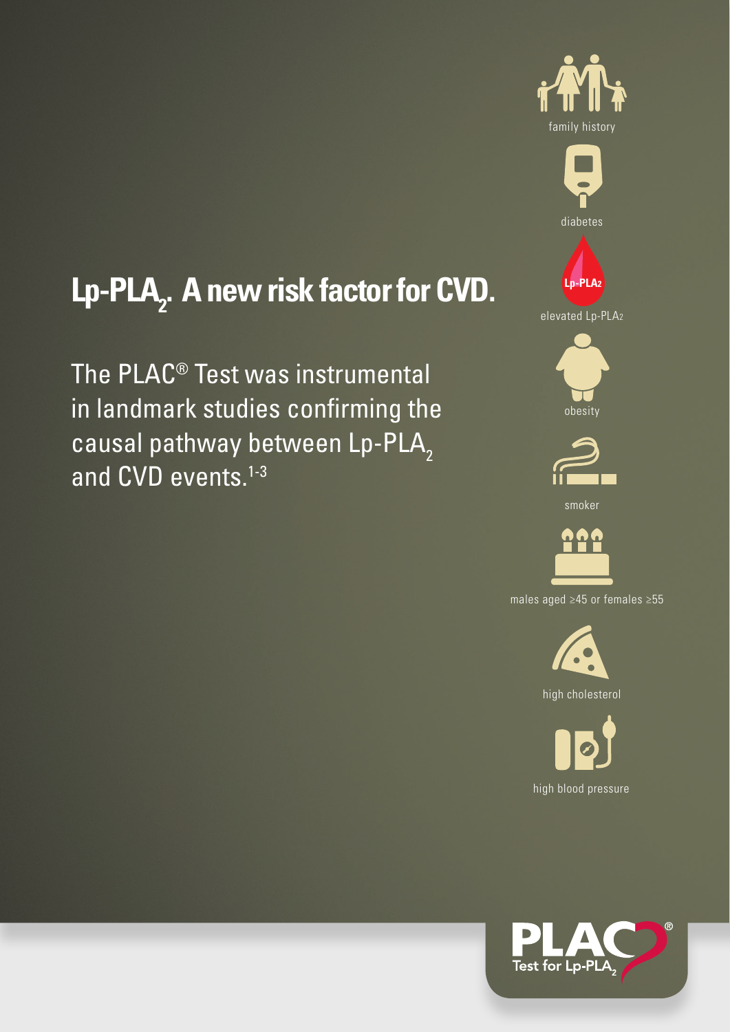# Lp-PLA$_2$. A new risk factor for CVD.

The PLAC® Test was instrumental in landmark studies confirming the causal pathway between Lp-PLA$_2$ and CVD events.[1-3]

family history

diabetes

Lp-PLA2

elevated Lp-PLA2

obesity

smoker

males aged ≥45 or females ≥55

high cholesterol

high blood pressure

PLAC® Test for Lp-PLA$_2$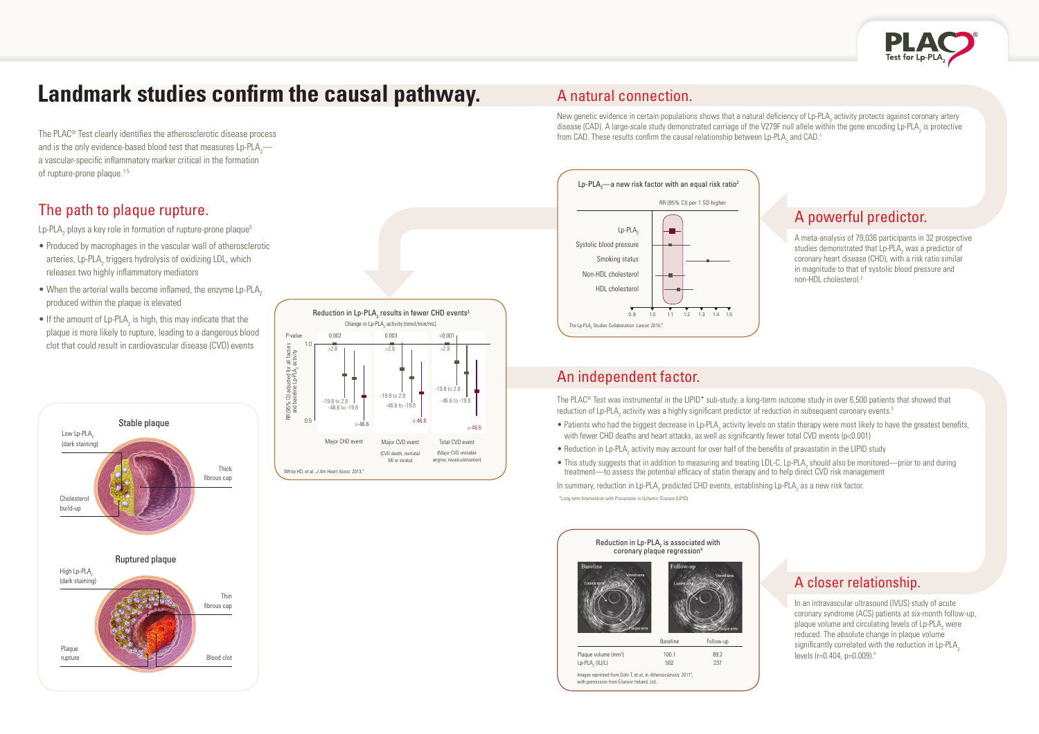# Landmark studies confirm the causal pathway.

The PLAC® Test clearly identifies the atherosclerotic disease process and is the only evidence-based blood test that measures $Lp\text{-}PLA_2$—a vascular-specific inflammatory marker critical in the formation of rupture-prone plaque.[1-5]

## The path to plaque rupture.

$Lp\text{-}PLA_2$ plays a key role in formation of rupture-prone plaque[5]

- Produced by macrophages in the vascular wall of atherosclerotic arteries, $Lp\text{-}PLA_2$ triggers hydrolysis of oxidizing LDL, which releases two highly inflammatory mediators
- When the arterial walls become inflamed, the enzyme $Lp\text{-}PLA_2$ produced within the plaque is elevated
- If the amount of $Lp\text{-}PLA_2$ is high, this may indicate that the plaque is more likely to rupture, leading to a dangerous blood clot that could result in cardiovascular disease (CVD) events

Stable plaque

Low $Lp\text{-}PLA_2$ (dark staining) · Thick fibrous cap · Cholesterol build-up

Ruptured plaque

High $Lp\text{-}PLA_2$ (dark staining) · Thin fibrous cap · Plaque rupture · Blood clot

Reduction in $Lp\text{-}PLA_2$ results in fewer CHD events[3]

Change in $Lp\text{-}PLA_2$ activity (nmol/min/mL)

| | Major CHD event | Major CVD event (CVD death, nonfatal MI or stroke) | Total CVD event (Major CVD unstable angina, revascularization) |
|---|---|---|---|
| P-value | 0.002 | 0.003 | <0.001 |

Categories: >2.8; -19.8 to 2.8; -46.6 to -19.8; ≤-46.6

RR (95% CI) adjusted for all factors and baseline $Lp\text{-}PLA_2$ activity

White HD, et al. *J Am Heart Assoc.* 2013.[3]

## A natural connection.

New genetic evidence in certain populations shows that a natural deficiency of $Lp\text{-}PLA_2$ activity protects against coronary artery disease (CAD). A large-scale study demonstrated carriage of the V279F null allele within the gene encoding $Lp\text{-}PLA_2$ is protective from CAD. These results confirm the causal relationship between $Lp\text{-}PLA_2$ and CAD.[1]

$Lp\text{-}PLA_2$—a new risk factor with an equal risk ratio[2]

RR (95% CI) per 1 SD higher

- $Lp\text{-}PLA_2$
- Systolic blood pressure
- Smoking status
- Non-HDL cholesterol
- HDL cholesterol

The $Lp\text{-}PLA_2$ Studies Collaboration. *Lancet.* 2010.[2]

## A powerful predictor.

A meta-analysis of 79,036 participants in 32 prospective studies demonstrated that $Lp\text{-}PLA_2$ was a predictor of coronary heart disease (CHD), with a risk ratio similar in magnitude to that of systolic blood pressure and non-HDL cholesterol.[2]

## An independent factor.

The PLAC® Test was instrumental in the LIPID* sub-study, a long-term outcome study in over 6,500 patients that showed that reduction of $Lp\text{-}PLA_2$ activity was a highly significant predictor of reduction in subsequent coronary events.[3]

- Patients who had the biggest decrease in $Lp\text{-}PLA_2$ activity levels on statin therapy were most likely to have the greatest benefits, with fewer CHD deaths and heart attacks, as well as significantly fewer total CVD events ($p<0.001$)
- Reduction in $Lp\text{-}PLA_2$ activity may account for over half of the benefits of pravastatin in the LIPID study
- This study suggests that in addition to measuring and treating LDL-C, $Lp\text{-}PLA_2$ should also be monitored—prior to and during treatment—to assess the potential efficacy of statin therapy and to help direct CVD risk management

In summary, reduction in $Lp\text{-}PLA_2$ predicted CHD events, establishing $Lp\text{-}PLA_2$ as a new risk factor.

*Long-term Intervention with Pravastatin in Ischemic Disease (LIPID)

Reduction in $Lp\text{-}PLA_2$ is associated with coronary plaque regression[4]

| | Baseline | Follow-up |
|---|---|---|
| Plaque volume ($mm^3$) | 100.1 | 89.2 |
| $Lp\text{-}PLA_2$ (IU/L) | 502 | 237 |

Images reprinted from Dohi T, et al, in *Atherosclerosis*; 2011[4], with permission from Elsevier Ireland, Ltd.

## A closer relationship.

In an intravascular ultrasound (IVUS) study of acute coronary syndrome (ACS) patients at six-month follow-up, plaque volume and circulating levels of $Lp\text{-}PLA_2$ were reduced. The absolute change in plaque volume significantly correlated with the reduction in $Lp\text{-}PLA_2$ levels ($r=0.404$, $p=0.009$).[4]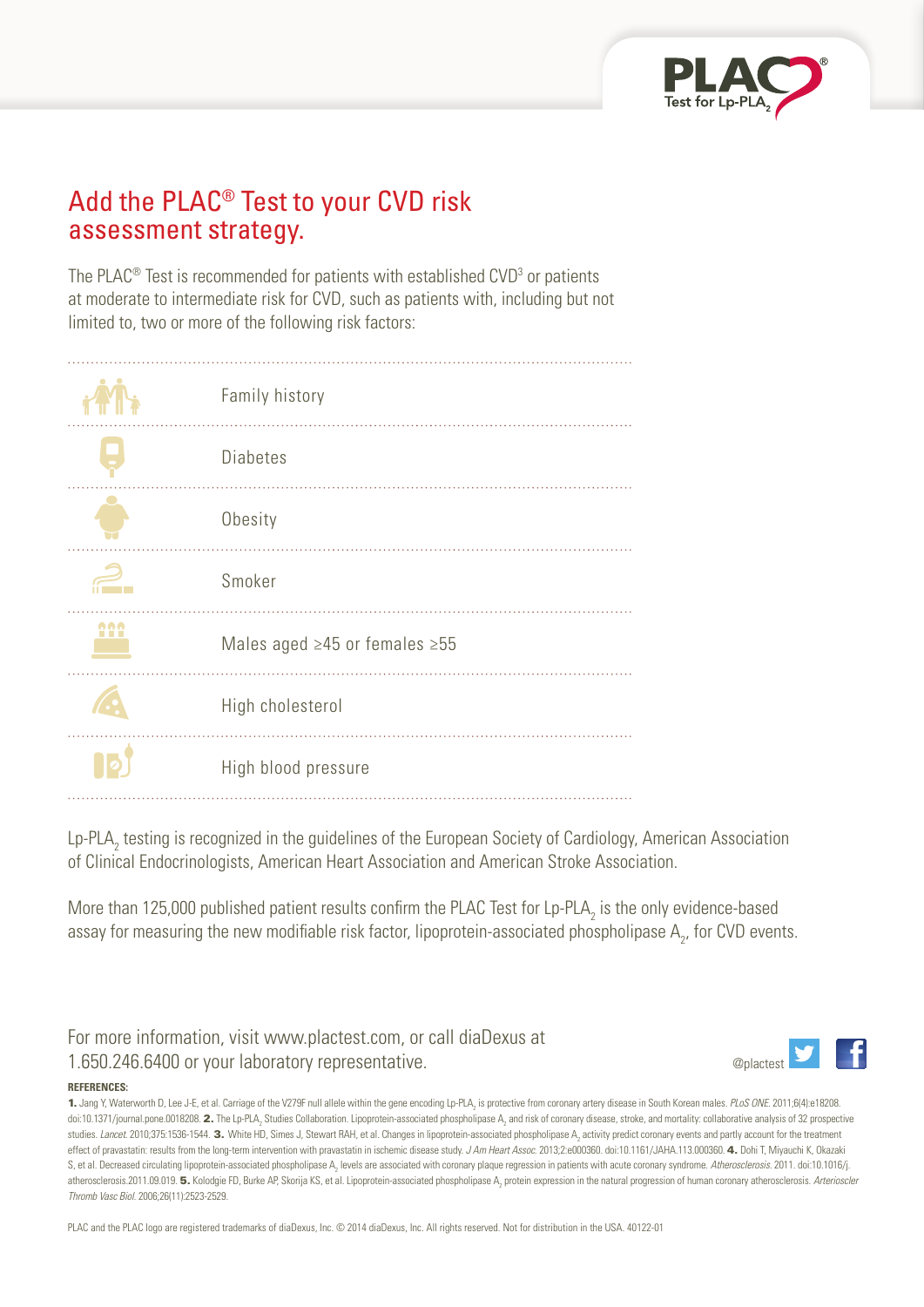PLAC®
Test for Lp-$PLA_2$

# Add the PLAC® Test to your CVD risk assessment strategy.

The PLAC® Test is recommended for patients with established CVD[3] or patients at moderate to intermediate risk for CVD, such as patients with, including but not limited to, two or more of the following risk factors:

- Family history
- Diabetes
- Obesity
- Smoker
- Males aged ≥45 or females ≥55
- High cholesterol
- High blood pressure

Lp-$PLA_2$ testing is recognized in the guidelines of the European Society of Cardiology, American Association of Clinical Endocrinologists, American Heart Association and American Stroke Association.

More than 125,000 published patient results confirm the PLAC Test for Lp-$PLA_2$ is the only evidence-based assay for measuring the new modifiable risk factor, lipoprotein-associated phospholipase $A_2$, for CVD events.

For more information, visit www.plactest.com, or call diaDexus at 1.650.246.6400 or your laboratory representative.

@plactest

**REFERENCES:**

**1.** Jang Y, Waterworth D, Lee J-E, et al. Carriage of the V279F null allele within the gene encoding Lp-$PLA_2$ is protective from coronary artery disease in South Korean males. *PLoS ONE.* 2011;6(4):e18208. doi:10.1371/journal.pone.0018208. **2.** The Lp-$PLA_2$ Studies Collaboration. Lipoprotein-associated phospholipase $A_2$ and risk of coronary disease, stroke, and mortality: collaborative analysis of 32 prospective studies. *Lancet.* 2010;375:1536-1544. **3.** White HD, Simes J, Stewart RAH, et al. Changes in lipoprotein-associated phospholipase $A_2$ activity predict coronary events and partly account for the treatment effect of pravastatin: results from the long-term intervention with pravastatin in ischemic disease study. *J Am Heart Assoc.* 2013;2:e000360. doi:10.1161/JAHA.113.000360. **4.** Dohi T, Miyauchi K, Okazaki S, et al. Decreased circulating lipoprotein-associated phospholipase $A_2$ levels are associated with coronary plaque regression in patients with acute coronary syndrome. *Atherosclerosis.* 2011. doi:10.1016/j.atherosclerosis.2011.09.019. **5.** Kolodgie FD, Burke AP, Skorija KS, et al. Lipoprotein-associated phospholipase $A_2$ protein expression in the natural progression of human coronary atherosclerosis. *Arterioscler Thromb Vasc Biol.* 2006;26(11):2523-2529.

PLAC and the PLAC logo are registered trademarks of diaDexus, Inc. © 2014 diaDexus, Inc. All rights reserved. Not for distribution in the USA. 40122-01